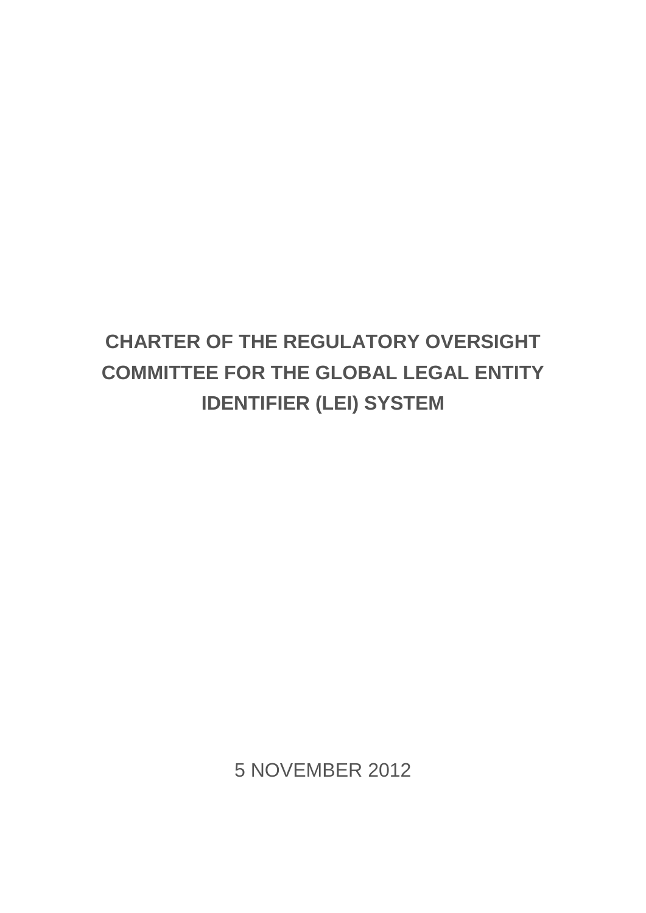# CHARTER OF THE REGULATORY OVERSIGHT COMMITTEE FOR THE GLOBAL LEGAL ENTITY IDENTIFIER (LEI) SYSTEM

5 NOVEMBER 2012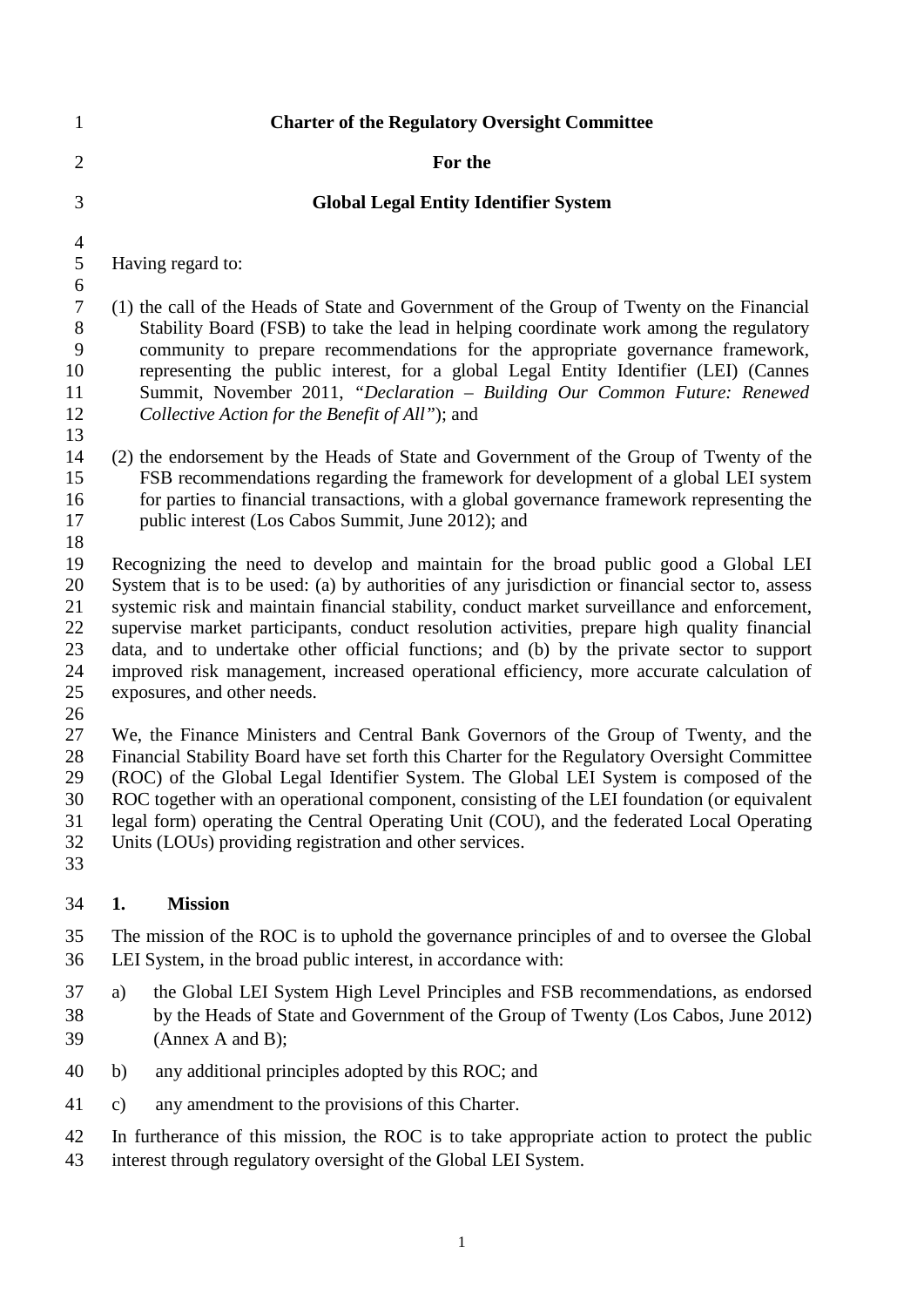# Charter of the Regulatory Oversight Committee

## For the

## Global Legal Entity Identifier System

Having regard to:

(1) the call of the Heads of State and Government of the Group of Twenty on the Financial Stability Board (FSB) to take the lead in helping coordinate work among the regulatory community to prepare recommendations for the appropriate governance framework, representing the public interest, for a global Legal Entity Identifier (LEI) (Cannes Summit, November 2011, "*Declaration – Building Our Common Future: Renewed Collective Action for the Benefit of All*"); and

(2) the endorsement by the Heads of State and Government of the Group of Twenty of the FSB recommendations regarding the framework for development of a global LEI system for parties to financial transactions, with a global governance framework representing the public interest (Los Cabos Summit, June 2012); and

Recognizing the need to develop and maintain for the broad public good a Global LEI System that is to be used: (a) by authorities of any jurisdiction or financial sector to, assess systemic risk and maintain financial stability, conduct market surveillance and enforcement, supervise market participants, conduct resolution activities, prepare high quality financial data, and to undertake other official functions; and (b) by the private sector to support improved risk management, increased operational efficiency, more accurate calculation of exposures, and other needs.

We, the Finance Ministers and Central Bank Governors of the Group of Twenty, and the Financial Stability Board have set forth this Charter for the Regulatory Oversight Committee (ROC) of the Global Legal Identifier System. The Global LEI System is composed of the ROC together with an operational component, consisting of the LEI foundation (or equivalent legal form) operating the Central Operating Unit (COU), and the federated Local Operating Units (LOUs) providing registration and other services.

## 1. Mission

The mission of the ROC is to uphold the governance principles of and to oversee the Global LEI System, in the broad public interest, in accordance with:

a) the Global LEI System High Level Principles and FSB recommendations, as endorsed by the Heads of State and Government of the Group of Twenty (Los Cabos, June 2012) (Annex A and B);

b) any additional principles adopted by this ROC; and

c) any amendment to the provisions of this Charter.

In furtherance of this mission, the ROC is to take appropriate action to protect the public interest through regulatory oversight of the Global LEI System.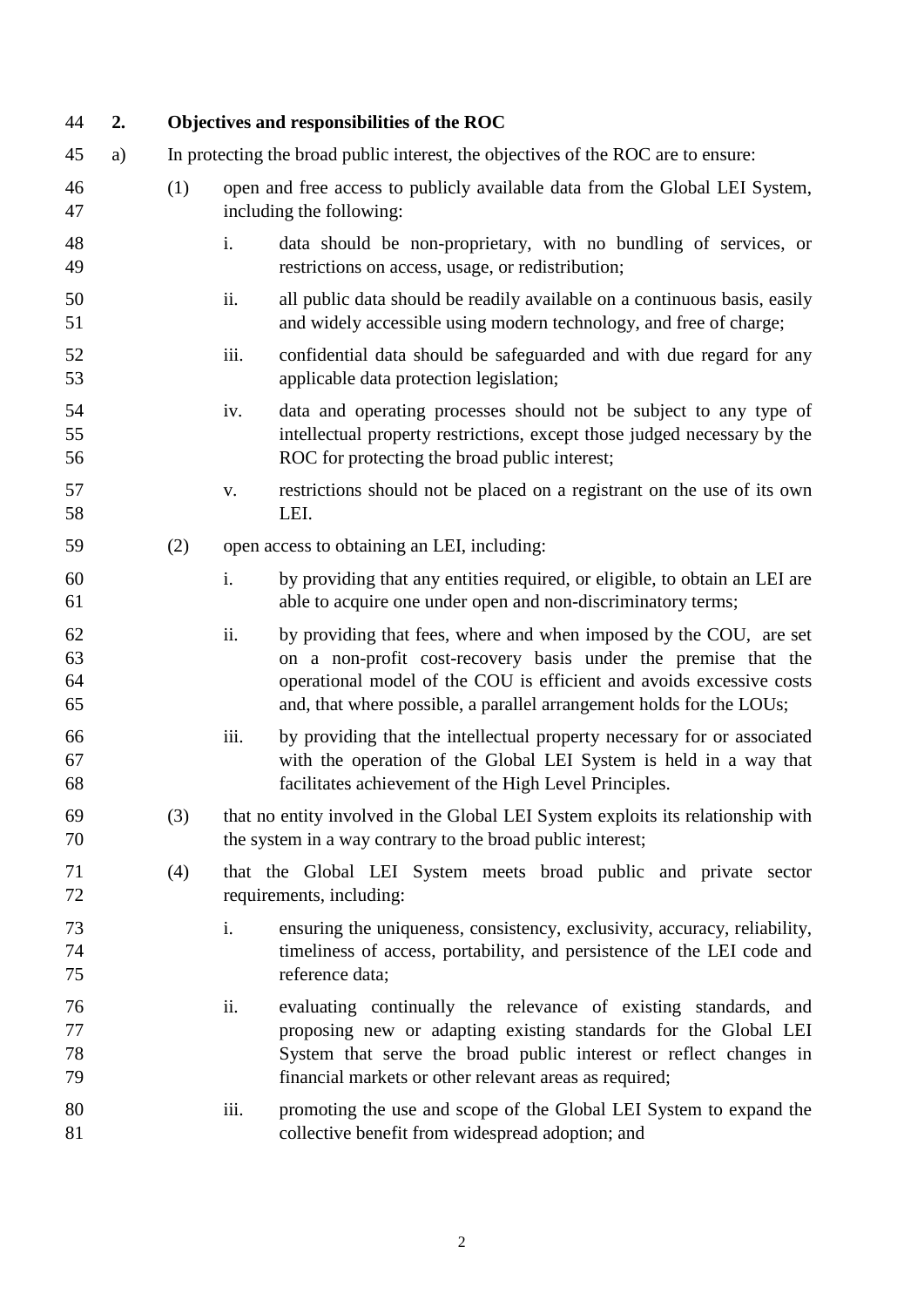## 2. Objectives and responsibilities of the ROC

a) In protecting the broad public interest, the objectives of the ROC are to ensure:

(1) open and free access to publicly available data from the Global LEI System, including the following:

i. data should be non-proprietary, with no bundling of services, or restrictions on access, usage, or redistribution;

ii. all public data should be readily available on a continuous basis, easily and widely accessible using modern technology, and free of charge;

iii. confidential data should be safeguarded and with due regard for any applicable data protection legislation;

iv. data and operating processes should not be subject to any type of intellectual property restrictions, except those judged necessary by the ROC for protecting the broad public interest;

v. restrictions should not be placed on a registrant on the use of its own LEI.

(2) open access to obtaining an LEI, including:

i. by providing that any entities required, or eligible, to obtain an LEI are able to acquire one under open and non-discriminatory terms;

ii. by providing that fees, where and when imposed by the COU, are set on a non-profit cost-recovery basis under the premise that the operational model of the COU is efficient and avoids excessive costs and, that where possible, a parallel arrangement holds for the LOUs;

iii. by providing that the intellectual property necessary for or associated with the operation of the Global LEI System is held in a way that facilitates achievement of the High Level Principles.

(3) that no entity involved in the Global LEI System exploits its relationship with the system in a way contrary to the broad public interest;

(4) that the Global LEI System meets broad public and private sector requirements, including:

i. ensuring the uniqueness, consistency, exclusivity, accuracy, reliability, timeliness of access, portability, and persistence of the LEI code and reference data;

ii. evaluating continually the relevance of existing standards, and proposing new or adapting existing standards for the Global LEI System that serve the broad public interest or reflect changes in financial markets or other relevant areas as required;

iii. promoting the use and scope of the Global LEI System to expand the collective benefit from widespread adoption; and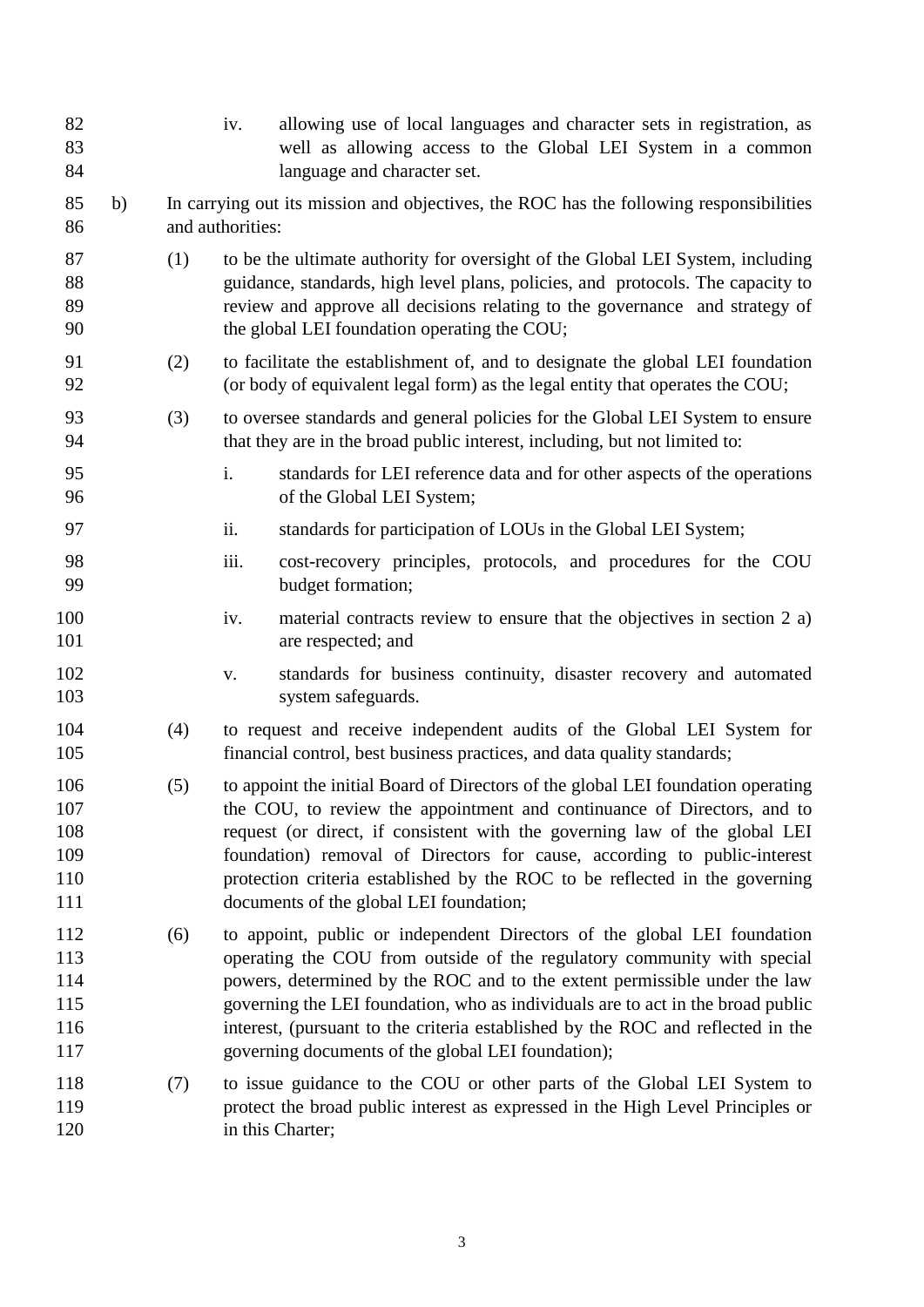iv. allowing use of local languages and character sets in registration, as well as allowing access to the Global LEI System in a common language and character set.

b) In carrying out its mission and objectives, the ROC has the following responsibilities and authorities:

(1) to be the ultimate authority for oversight of the Global LEI System, including guidance, standards, high level plans, policies, and protocols. The capacity to review and approve all decisions relating to the governance and strategy of the global LEI foundation operating the COU;

(2) to facilitate the establishment of, and to designate the global LEI foundation (or body of equivalent legal form) as the legal entity that operates the COU;

(3) to oversee standards and general policies for the Global LEI System to ensure that they are in the broad public interest, including, but not limited to:

i. standards for LEI reference data and for other aspects of the operations of the Global LEI System;

ii. standards for participation of LOUs in the Global LEI System;

iii. cost-recovery principles, protocols, and procedures for the COU budget formation;

iv. material contracts review to ensure that the objectives in section 2 a) are respected; and

v. standards for business continuity, disaster recovery and automated system safeguards.

(4) to request and receive independent audits of the Global LEI System for financial control, best business practices, and data quality standards;

(5) to appoint the initial Board of Directors of the global LEI foundation operating the COU, to review the appointment and continuance of Directors, and to request (or direct, if consistent with the governing law of the global LEI foundation) removal of Directors for cause, according to public-interest protection criteria established by the ROC to be reflected in the governing documents of the global LEI foundation;

(6) to appoint, public or independent Directors of the global LEI foundation operating the COU from outside of the regulatory community with special powers, determined by the ROC and to the extent permissible under the law governing the LEI foundation, who as individuals are to act in the broad public interest, (pursuant to the criteria established by the ROC and reflected in the governing documents of the global LEI foundation);

(7) to issue guidance to the COU or other parts of the Global LEI System to protect the broad public interest as expressed in the High Level Principles or in this Charter;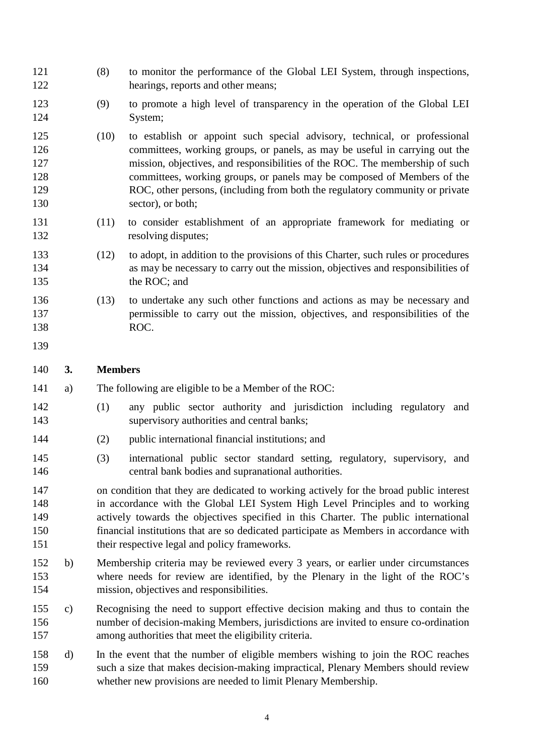(8) to monitor the performance of the Global LEI System, through inspections, hearings, reports and other means;

(9) to promote a high level of transparency in the operation of the Global LEI System;

(10) to establish or appoint such special advisory, technical, or professional committees, working groups, or panels, as may be useful in carrying out the mission, objectives, and responsibilities of the ROC. The membership of such committees, working groups, or panels may be composed of Members of the ROC, other persons, (including from both the regulatory community or private sector), or both;

(11) to consider establishment of an appropriate framework for mediating or resolving disputes;

(12) to adopt, in addition to the provisions of this Charter, such rules or procedures as may be necessary to carry out the mission, objectives and responsibilities of the ROC; and

(13) to undertake any such other functions and actions as may be necessary and permissible to carry out the mission, objectives, and responsibilities of the ROC.

## 3. Members

a) The following are eligible to be a Member of the ROC:

(1) any public sector authority and jurisdiction including regulatory and supervisory authorities and central banks;

(2) public international financial institutions; and

(3) international public sector standard setting, regulatory, supervisory, and central bank bodies and supranational authorities.

on condition that they are dedicated to working actively for the broad public interest in accordance with the Global LEI System High Level Principles and to working actively towards the objectives specified in this Charter. The public international financial institutions that are so dedicated participate as Members in accordance with their respective legal and policy frameworks.

b) Membership criteria may be reviewed every 3 years, or earlier under circumstances where needs for review are identified, by the Plenary in the light of the ROC's mission, objectives and responsibilities.

c) Recognising the need to support effective decision making and thus to contain the number of decision-making Members, jurisdictions are invited to ensure co-ordination among authorities that meet the eligibility criteria.

d) In the event that the number of eligible members wishing to join the ROC reaches such a size that makes decision-making impractical, Plenary Members should review whether new provisions are needed to limit Plenary Membership.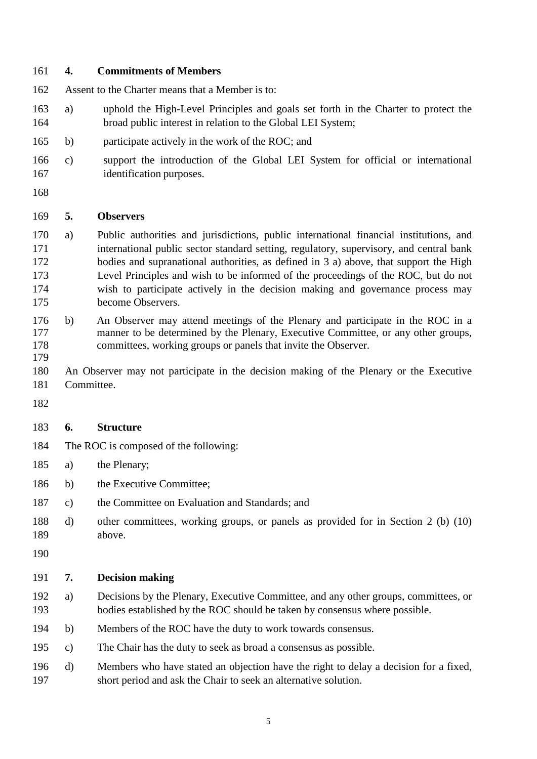## 4. Commitments of Members

Assent to the Charter means that a Member is to:

a) uphold the High-Level Principles and goals set forth in the Charter to protect the broad public interest in relation to the Global LEI System;

b) participate actively in the work of the ROC; and

c) support the introduction of the Global LEI System for official or international identification purposes.

## 5. Observers

a) Public authorities and jurisdictions, public international financial institutions, and international public sector standard setting, regulatory, supervisory, and central bank bodies and supranational authorities, as defined in 3 a) above, that support the High Level Principles and wish to be informed of the proceedings of the ROC, but do not wish to participate actively in the decision making and governance process may become Observers.

b) An Observer may attend meetings of the Plenary and participate in the ROC in a manner to be determined by the Plenary, Executive Committee, or any other groups, committees, working groups or panels that invite the Observer.

An Observer may not participate in the decision making of the Plenary or the Executive Committee.

## 6. Structure

The ROC is composed of the following:

a) the Plenary;

b) the Executive Committee;

c) the Committee on Evaluation and Standards; and

d) other committees, working groups, or panels as provided for in Section 2 (b) (10) above.

## 7. Decision making

a) Decisions by the Plenary, Executive Committee, and any other groups, committees, or bodies established by the ROC should be taken by consensus where possible.

b) Members of the ROC have the duty to work towards consensus.

c) The Chair has the duty to seek as broad a consensus as possible.

d) Members who have stated an objection have the right to delay a decision for a fixed, short period and ask the Chair to seek an alternative solution.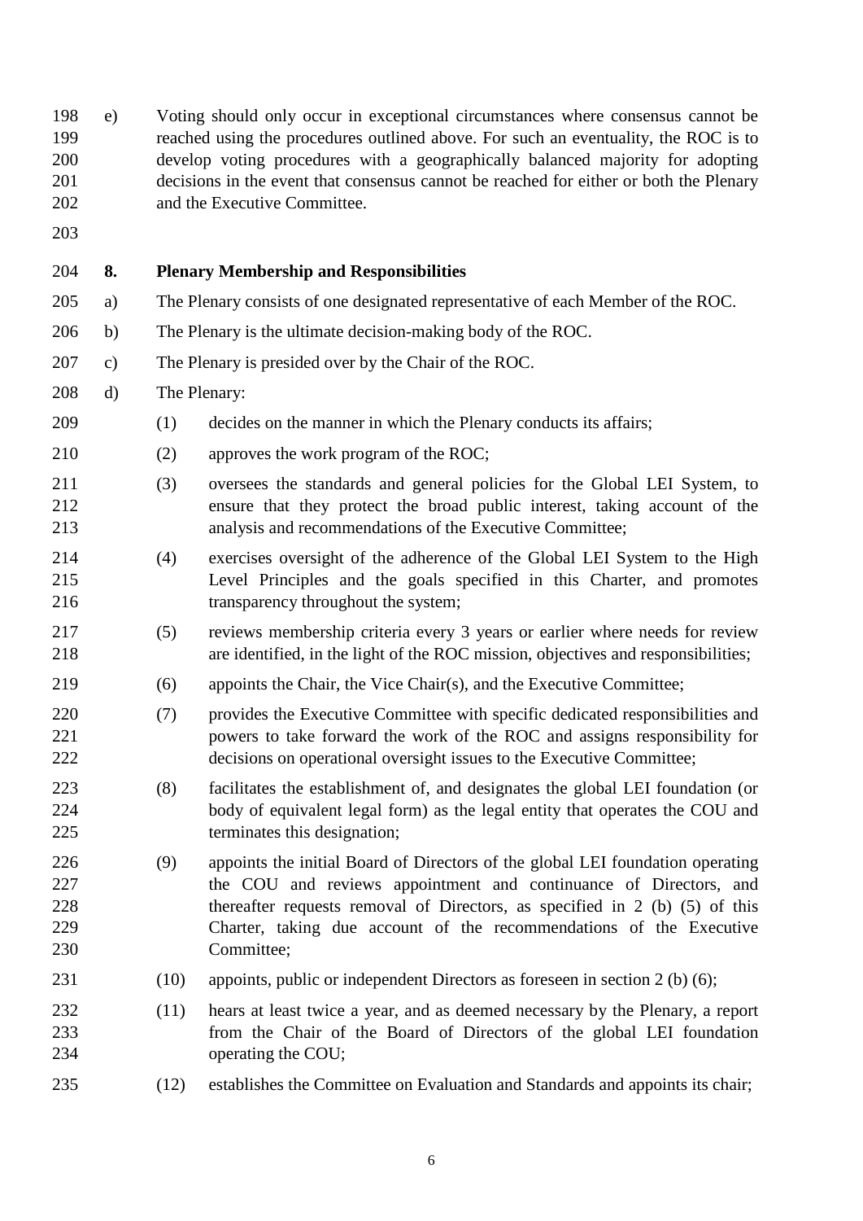e) Voting should only occur in exceptional circumstances where consensus cannot be reached using the procedures outlined above. For such an eventuality, the ROC is to develop voting procedures with a geographically balanced majority for adopting decisions in the event that consensus cannot be reached for either or both the Plenary and the Executive Committee.

## 8. Plenary Membership and Responsibilities

a) The Plenary consists of one designated representative of each Member of the ROC.

b) The Plenary is the ultimate decision-making body of the ROC.

c) The Plenary is presided over by the Chair of the ROC.

d) The Plenary:

(1) decides on the manner in which the Plenary conducts its affairs;

(2) approves the work program of the ROC;

(3) oversees the standards and general policies for the Global LEI System, to ensure that they protect the broad public interest, taking account of the analysis and recommendations of the Executive Committee;

(4) exercises oversight of the adherence of the Global LEI System to the High Level Principles and the goals specified in this Charter, and promotes transparency throughout the system;

(5) reviews membership criteria every 3 years or earlier where needs for review are identified, in the light of the ROC mission, objectives and responsibilities;

(6) appoints the Chair, the Vice Chair(s), and the Executive Committee;

(7) provides the Executive Committee with specific dedicated responsibilities and powers to take forward the work of the ROC and assigns responsibility for decisions on operational oversight issues to the Executive Committee;

(8) facilitates the establishment of, and designates the global LEI foundation (or body of equivalent legal form) as the legal entity that operates the COU and terminates this designation;

(9) appoints the initial Board of Directors of the global LEI foundation operating the COU and reviews appointment and continuance of Directors, and thereafter requests removal of Directors, as specified in 2 (b) (5) of this Charter, taking due account of the recommendations of the Executive Committee;

(10) appoints, public or independent Directors as foreseen in section 2 (b) (6);

(11) hears at least twice a year, and as deemed necessary by the Plenary, a report from the Chair of the Board of Directors of the global LEI foundation operating the COU;

(12) establishes the Committee on Evaluation and Standards and appoints its chair;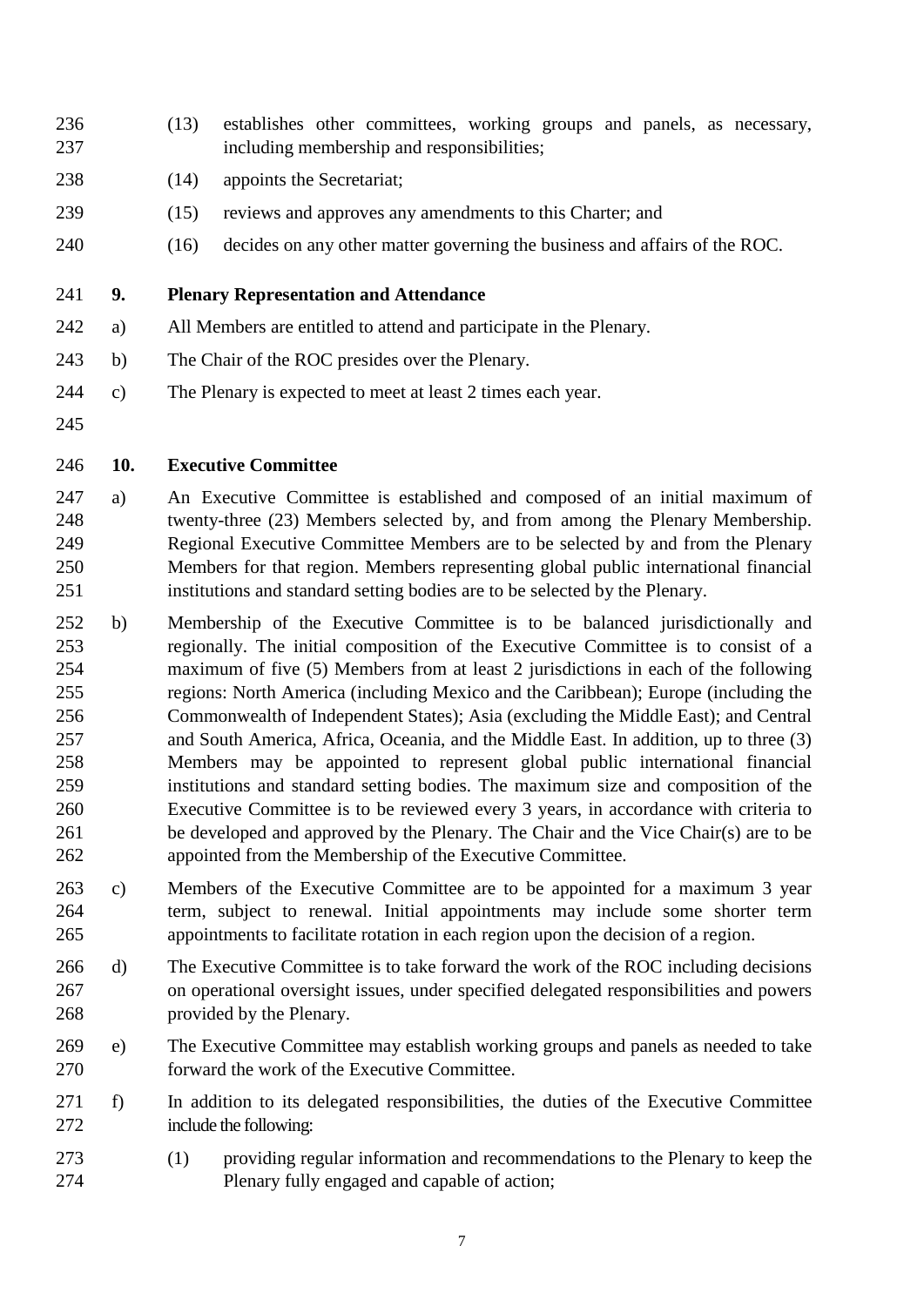(13) establishes other committees, working groups and panels, as necessary, including membership and responsibilities;

(14) appoints the Secretariat;

(15) reviews and approves any amendments to this Charter; and

(16) decides on any other matter governing the business and affairs of the ROC.

## 9. Plenary Representation and Attendance

a) All Members are entitled to attend and participate in the Plenary.

b) The Chair of the ROC presides over the Plenary.

c) The Plenary is expected to meet at least 2 times each year.

## 10. Executive Committee

a) An Executive Committee is established and composed of an initial maximum of twenty-three (23) Members selected by, and from among the Plenary Membership. Regional Executive Committee Members are to be selected by and from the Plenary Members for that region. Members representing global public international financial institutions and standard setting bodies are to be selected by the Plenary.

b) Membership of the Executive Committee is to be balanced jurisdictionally and regionally. The initial composition of the Executive Committee is to consist of a maximum of five (5) Members from at least 2 jurisdictions in each of the following regions: North America (including Mexico and the Caribbean); Europe (including the Commonwealth of Independent States); Asia (excluding the Middle East); and Central and South America, Africa, Oceania, and the Middle East. In addition, up to three (3) Members may be appointed to represent global public international financial institutions and standard setting bodies. The maximum size and composition of the Executive Committee is to be reviewed every 3 years, in accordance with criteria to be developed and approved by the Plenary. The Chair and the Vice Chair(s) are to be appointed from the Membership of the Executive Committee.

c) Members of the Executive Committee are to be appointed for a maximum 3 year term, subject to renewal. Initial appointments may include some shorter term appointments to facilitate rotation in each region upon the decision of a region.

d) The Executive Committee is to take forward the work of the ROC including decisions on operational oversight issues, under specified delegated responsibilities and powers provided by the Plenary.

e) The Executive Committee may establish working groups and panels as needed to take forward the work of the Executive Committee.

f) In addition to its delegated responsibilities, the duties of the Executive Committee include the following:

(1) providing regular information and recommendations to the Plenary to keep the Plenary fully engaged and capable of action;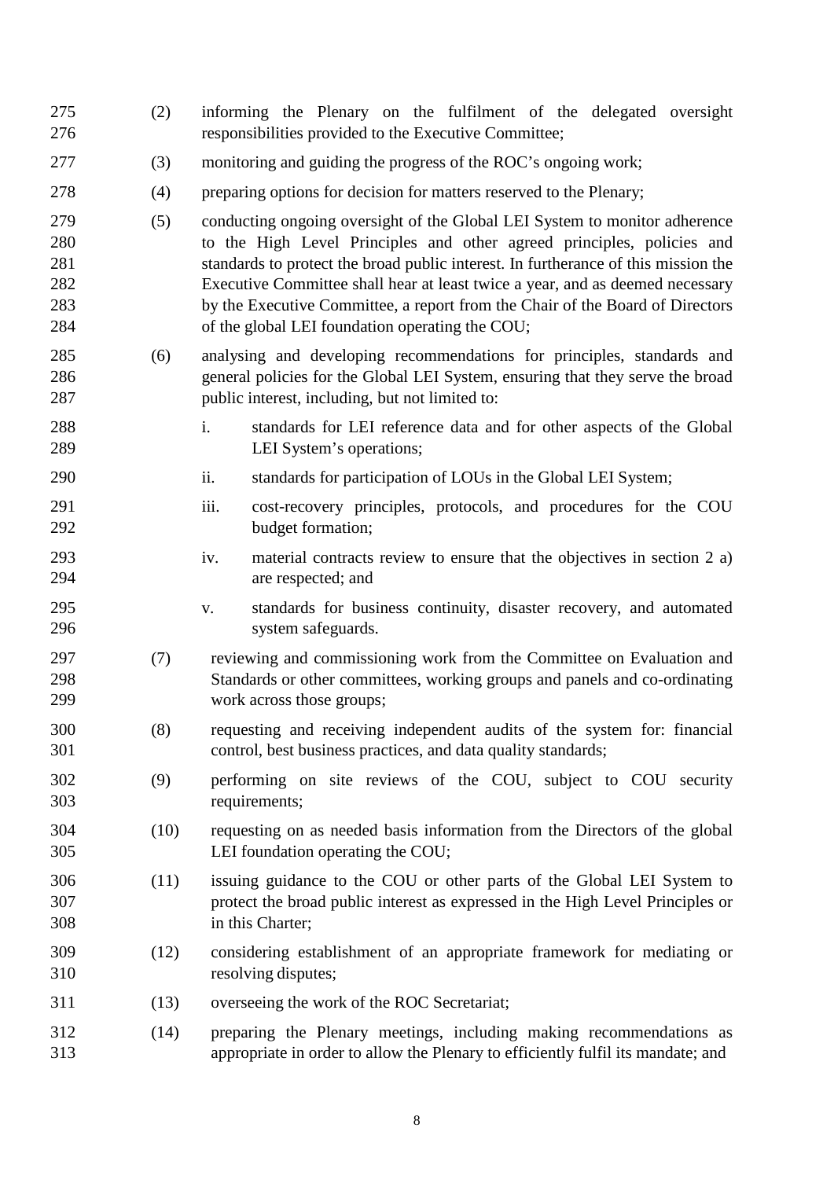(2) informing the Plenary on the fulfilment of the delegated oversight responsibilities provided to the Executive Committee;

(3) monitoring and guiding the progress of the ROC's ongoing work;

(4) preparing options for decision for matters reserved to the Plenary;

(5) conducting ongoing oversight of the Global LEI System to monitor adherence to the High Level Principles and other agreed principles, policies and standards to protect the broad public interest. In furtherance of this mission the Executive Committee shall hear at least twice a year, and as deemed necessary by the Executive Committee, a report from the Chair of the Board of Directors of the global LEI foundation operating the COU;

(6) analysing and developing recommendations for principles, standards and general policies for the Global LEI System, ensuring that they serve the broad public interest, including, but not limited to:

   i. standards for LEI reference data and for other aspects of the Global LEI System's operations;

   ii. standards for participation of LOUs in the Global LEI System;

   iii. cost-recovery principles, protocols, and procedures for the COU budget formation;

   iv. material contracts review to ensure that the objectives in section 2 a) are respected; and

   v. standards for business continuity, disaster recovery, and automated system safeguards.

(7) reviewing and commissioning work from the Committee on Evaluation and Standards or other committees, working groups and panels and co-ordinating work across those groups;

(8) requesting and receiving independent audits of the system for: financial control, best business practices, and data quality standards;

(9) performing on site reviews of the COU, subject to COU security requirements;

(10) requesting on as needed basis information from the Directors of the global LEI foundation operating the COU;

(11) issuing guidance to the COU or other parts of the Global LEI System to protect the broad public interest as expressed in the High Level Principles or in this Charter;

(12) considering establishment of an appropriate framework for mediating or resolving disputes;

(13) overseeing the work of the ROC Secretariat;

(14) preparing the Plenary meetings, including making recommendations as appropriate in order to allow the Plenary to efficiently fulfil its mandate; and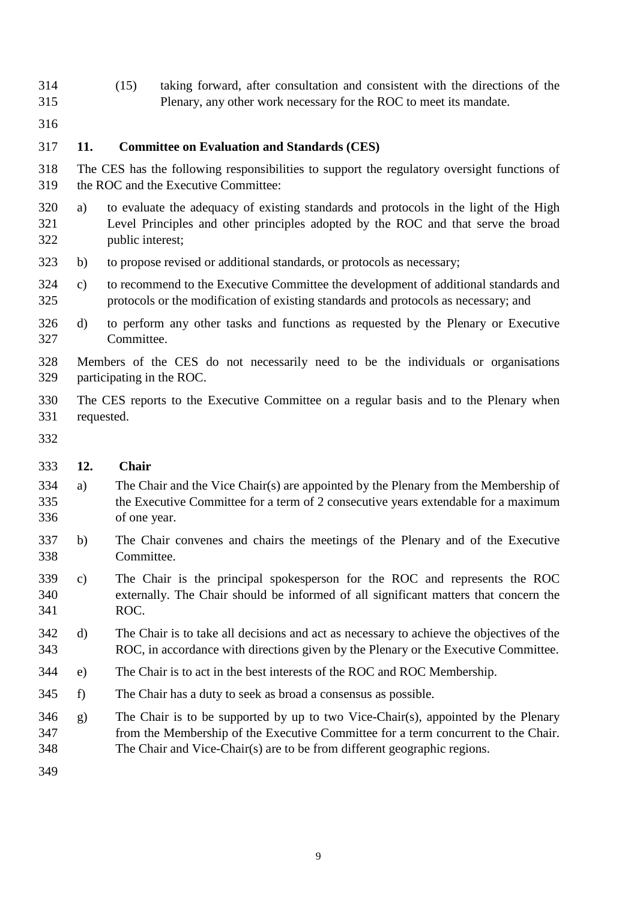(15) taking forward, after consultation and consistent with the directions of the Plenary, any other work necessary for the ROC to meet its mandate.

## 11. Committee on Evaluation and Standards (CES)

The CES has the following responsibilities to support the regulatory oversight functions of the ROC and the Executive Committee:

a) to evaluate the adequacy of existing standards and protocols in the light of the High Level Principles and other principles adopted by the ROC and that serve the broad public interest;

b) to propose revised or additional standards, or protocols as necessary;

c) to recommend to the Executive Committee the development of additional standards and protocols or the modification of existing standards and protocols as necessary; and

d) to perform any other tasks and functions as requested by the Plenary or Executive Committee.

Members of the CES do not necessarily need to be the individuals or organisations participating in the ROC.

The CES reports to the Executive Committee on a regular basis and to the Plenary when requested.

## 12. Chair

a) The Chair and the Vice Chair(s) are appointed by the Plenary from the Membership of the Executive Committee for a term of 2 consecutive years extendable for a maximum of one year.

b) The Chair convenes and chairs the meetings of the Plenary and of the Executive Committee.

c) The Chair is the principal spokesperson for the ROC and represents the ROC externally. The Chair should be informed of all significant matters that concern the ROC.

d) The Chair is to take all decisions and act as necessary to achieve the objectives of the ROC, in accordance with directions given by the Plenary or the Executive Committee.

e) The Chair is to act in the best interests of the ROC and ROC Membership.

f) The Chair has a duty to seek as broad a consensus as possible.

g) The Chair is to be supported by up to two Vice-Chair(s), appointed by the Plenary from the Membership of the Executive Committee for a term concurrent to the Chair. The Chair and Vice-Chair(s) are to be from different geographic regions.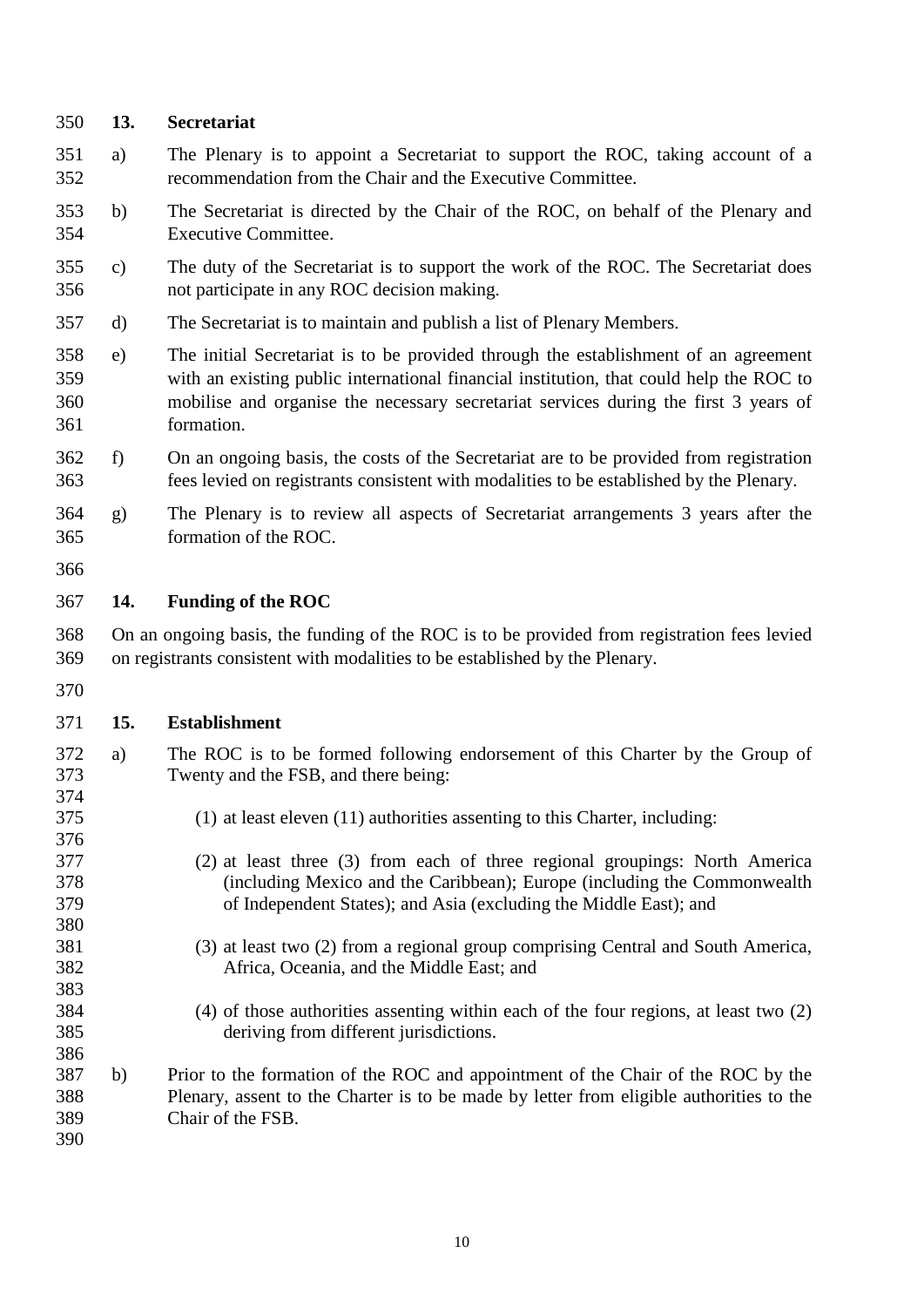## 13. Secretariat

a) The Plenary is to appoint a Secretariat to support the ROC, taking account of a recommendation from the Chair and the Executive Committee.

b) The Secretariat is directed by the Chair of the ROC, on behalf of the Plenary and Executive Committee.

c) The duty of the Secretariat is to support the work of the ROC. The Secretariat does not participate in any ROC decision making.

d) The Secretariat is to maintain and publish a list of Plenary Members.

e) The initial Secretariat is to be provided through the establishment of an agreement with an existing public international financial institution, that could help the ROC to mobilise and organise the necessary secretariat services during the first 3 years of formation.

f) On an ongoing basis, the costs of the Secretariat are to be provided from registration fees levied on registrants consistent with modalities to be established by the Plenary.

g) The Plenary is to review all aspects of Secretariat arrangements 3 years after the formation of the ROC.

## 14. Funding of the ROC

On an ongoing basis, the funding of the ROC is to be provided from registration fees levied on registrants consistent with modalities to be established by the Plenary.

## 15. Establishment

a) The ROC is to be formed following endorsement of this Charter by the Group of Twenty and the FSB, and there being:

(1) at least eleven (11) authorities assenting to this Charter, including:

(2) at least three (3) from each of three regional groupings: North America (including Mexico and the Caribbean); Europe (including the Commonwealth of Independent States); and Asia (excluding the Middle East); and

(3) at least two (2) from a regional group comprising Central and South America, Africa, Oceania, and the Middle East; and

(4) of those authorities assenting within each of the four regions, at least two (2) deriving from different jurisdictions.

b) Prior to the formation of the ROC and appointment of the Chair of the ROC by the Plenary, assent to the Charter is to be made by letter from eligible authorities to the Chair of the FSB.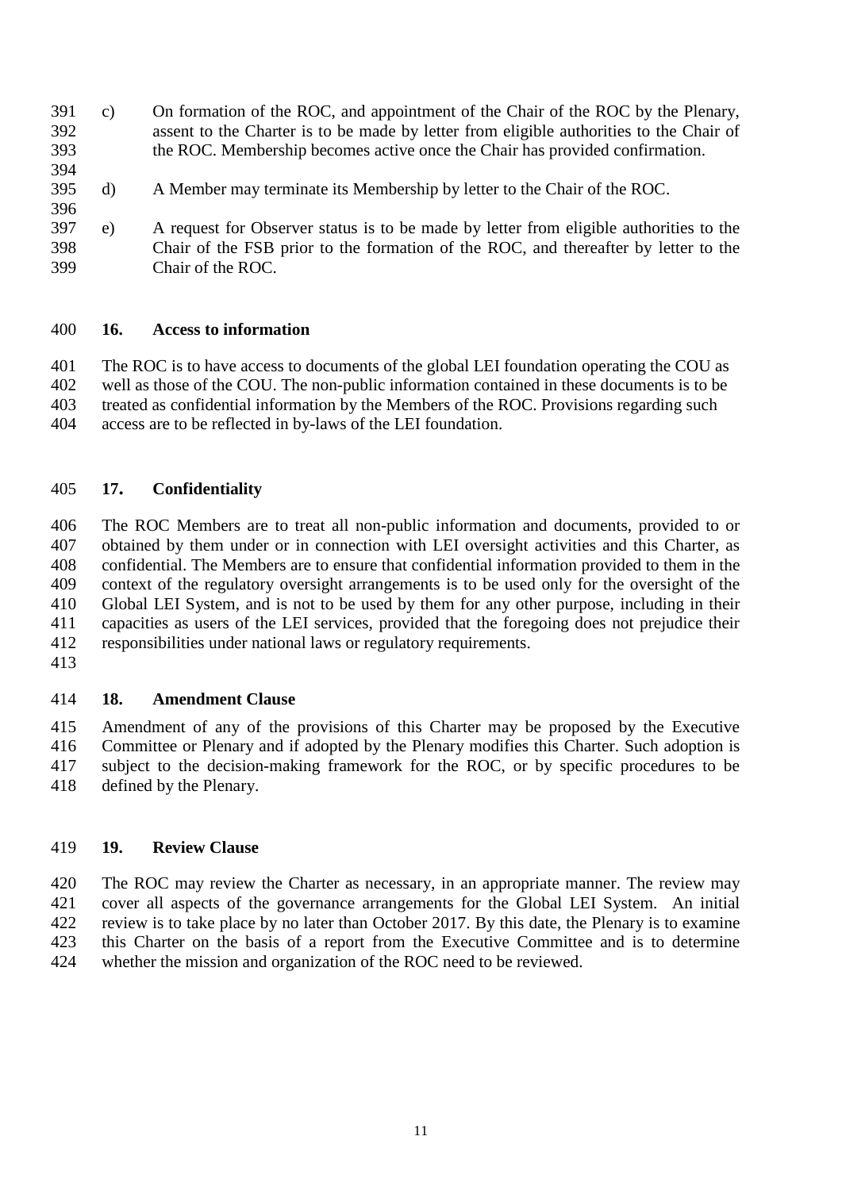c) On formation of the ROC, and appointment of the Chair of the ROC by the Plenary, assent to the Charter is to be made by letter from eligible authorities to the Chair of the ROC. Membership becomes active once the Chair has provided confirmation.

d) A Member may terminate its Membership by letter to the Chair of the ROC.

e) A request for Observer status is to be made by letter from eligible authorities to the Chair of the FSB prior to the formation of the ROC, and thereafter by letter to the Chair of the ROC.

## 16. Access to information

The ROC is to have access to documents of the global LEI foundation operating the COU as well as those of the COU. The non-public information contained in these documents is to be treated as confidential information by the Members of the ROC. Provisions regarding such access are to be reflected in by-laws of the LEI foundation.

## 17. Confidentiality

The ROC Members are to treat all non-public information and documents, provided to or obtained by them under or in connection with LEI oversight activities and this Charter, as confidential. The Members are to ensure that confidential information provided to them in the context of the regulatory oversight arrangements is to be used only for the oversight of the Global LEI System, and is not to be used by them for any other purpose, including in their capacities as users of the LEI services, provided that the foregoing does not prejudice their responsibilities under national laws or regulatory requirements.

## 18. Amendment Clause

Amendment of any of the provisions of this Charter may be proposed by the Executive Committee or Plenary and if adopted by the Plenary modifies this Charter. Such adoption is subject to the decision-making framework for the ROC, or by specific procedures to be defined by the Plenary.

## 19. Review Clause

The ROC may review the Charter as necessary, in an appropriate manner. The review may cover all aspects of the governance arrangements for the Global LEI System. An initial review is to take place by no later than October 2017. By this date, the Plenary is to examine this Charter on the basis of a report from the Executive Committee and is to determine whether the mission and organization of the ROC need to be reviewed.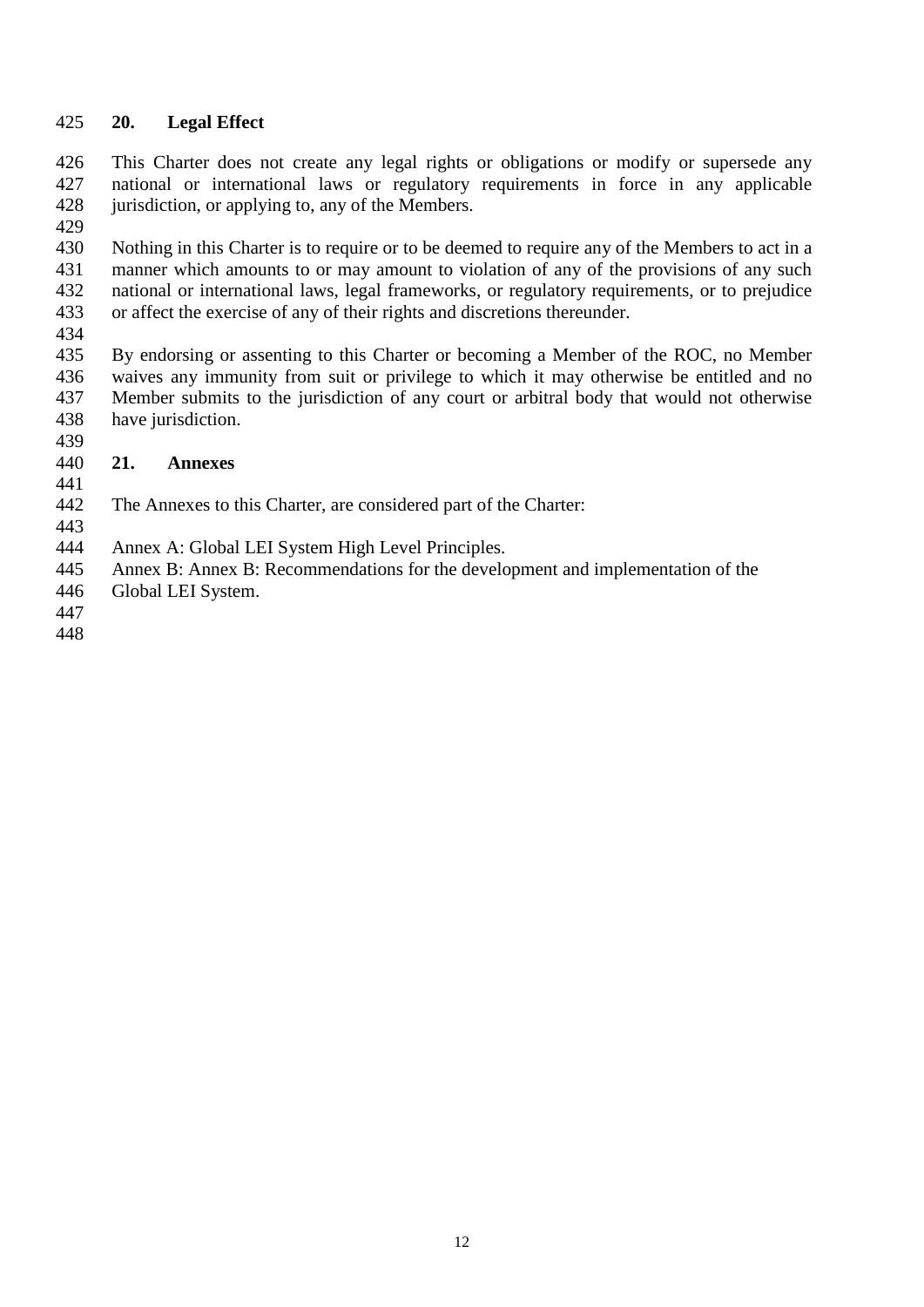## 20. Legal Effect

This Charter does not create any legal rights or obligations or modify or supersede any national or international laws or regulatory requirements in force in any applicable jurisdiction, or applying to, any of the Members.

Nothing in this Charter is to require or to be deemed to require any of the Members to act in a manner which amounts to or may amount to violation of any of the provisions of any such national or international laws, legal frameworks, or regulatory requirements, or to prejudice or affect the exercise of any of their rights and discretions thereunder.

By endorsing or assenting to this Charter or becoming a Member of the ROC, no Member waives any immunity from suit or privilege to which it may otherwise be entitled and no Member submits to the jurisdiction of any court or arbitral body that would not otherwise have jurisdiction.

## 21. Annexes

The Annexes to this Charter, are considered part of the Charter:

Annex A: Global LEI System High Level Principles.
Annex B: Annex B: Recommendations for the development and implementation of the Global LEI System.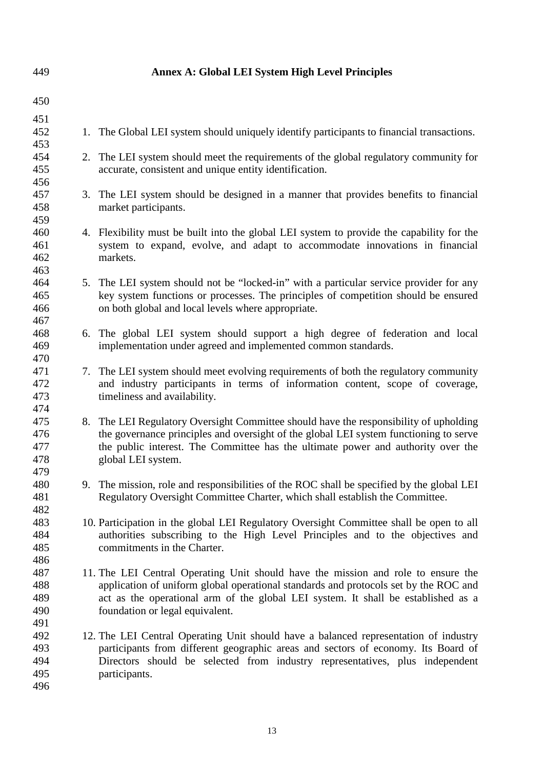## Annex A: Global LEI System High Level Principles

1. The Global LEI system should uniquely identify participants to financial transactions.

2. The LEI system should meet the requirements of the global regulatory community for accurate, consistent and unique entity identification.

3. The LEI system should be designed in a manner that provides benefits to financial market participants.

4. Flexibility must be built into the global LEI system to provide the capability for the system to expand, evolve, and adapt to accommodate innovations in financial markets.

5. The LEI system should not be "locked-in" with a particular service provider for any key system functions or processes. The principles of competition should be ensured on both global and local levels where appropriate.

6. The global LEI system should support a high degree of federation and local implementation under agreed and implemented common standards.

7. The LEI system should meet evolving requirements of both the regulatory community and industry participants in terms of information content, scope of coverage, timeliness and availability.

8. The LEI Regulatory Oversight Committee should have the responsibility of upholding the governance principles and oversight of the global LEI system functioning to serve the public interest. The Committee has the ultimate power and authority over the global LEI system.

9. The mission, role and responsibilities of the ROC shall be specified by the global LEI Regulatory Oversight Committee Charter, which shall establish the Committee.

10. Participation in the global LEI Regulatory Oversight Committee shall be open to all authorities subscribing to the High Level Principles and to the objectives and commitments in the Charter.

11. The LEI Central Operating Unit should have the mission and role to ensure the application of uniform global operational standards and protocols set by the ROC and act as the operational arm of the global LEI system. It shall be established as a foundation or legal equivalent.

12. The LEI Central Operating Unit should have a balanced representation of industry participants from different geographic areas and sectors of economy. Its Board of Directors should be selected from industry representatives, plus independent participants.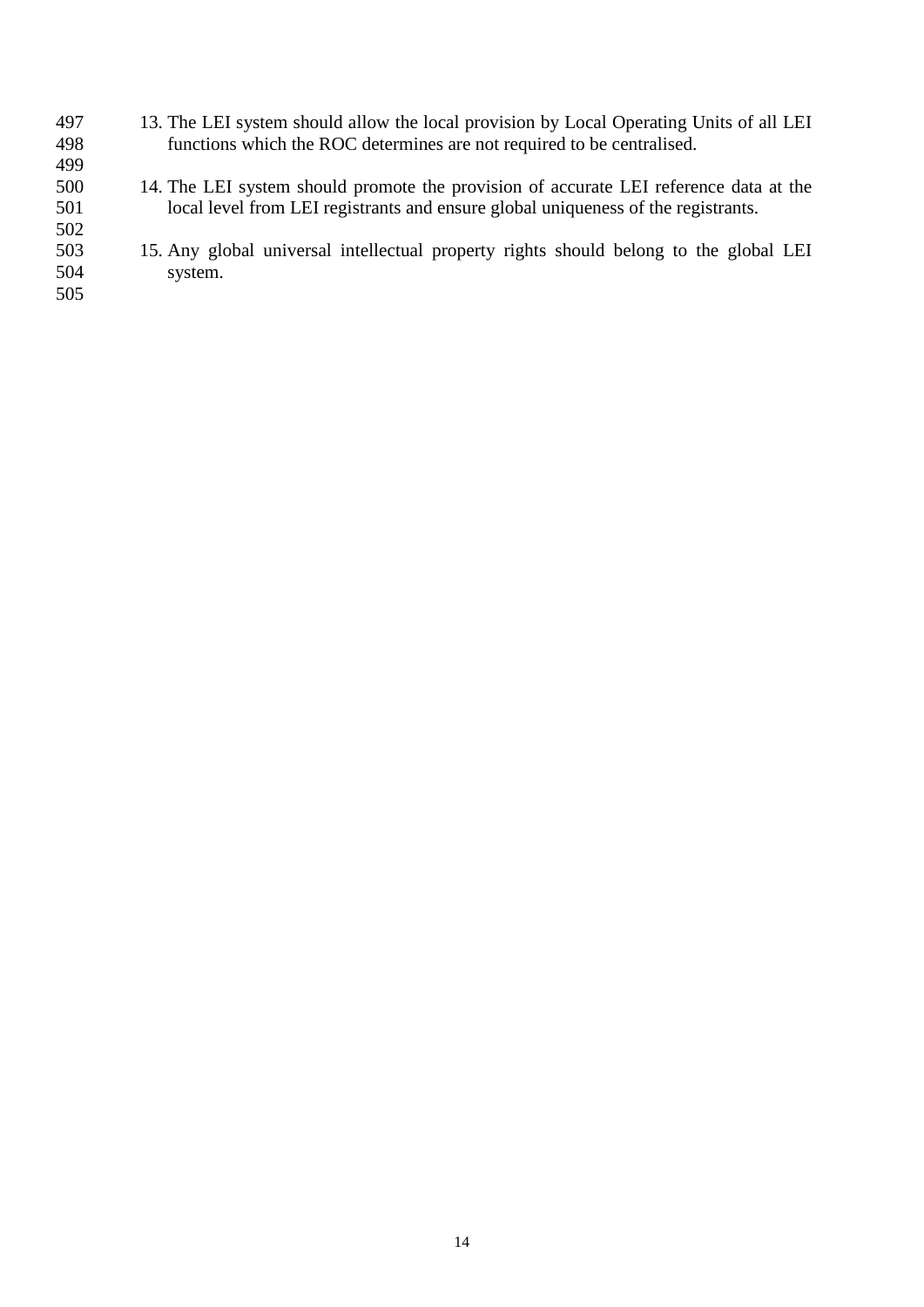13. The LEI system should allow the local provision by Local Operating Units of all LEI functions which the ROC determines are not required to be centralised.

14. The LEI system should promote the provision of accurate LEI reference data at the local level from LEI registrants and ensure global uniqueness of the registrants.

15. Any global universal intellectual property rights should belong to the global LEI system.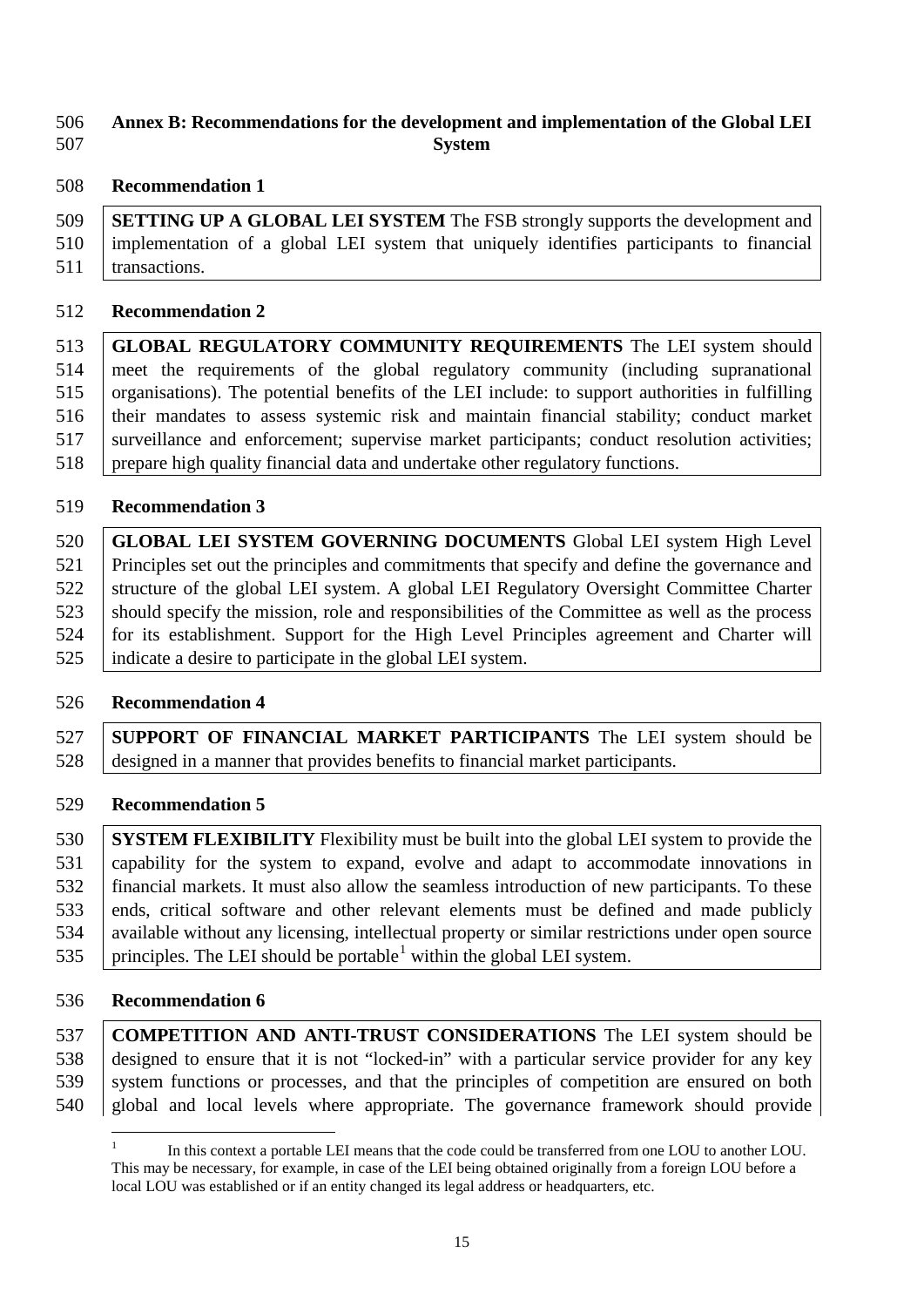## Annex B: Recommendations for the development and implementation of the Global LEI System

### Recommendation 1

**SETTING UP A GLOBAL LEI SYSTEM** The FSB strongly supports the development and implementation of a global LEI system that uniquely identifies participants to financial transactions.

### Recommendation 2

**GLOBAL REGULATORY COMMUNITY REQUIREMENTS** The LEI system should meet the requirements of the global regulatory community (including supranational organisations). The potential benefits of the LEI include: to support authorities in fulfilling their mandates to assess systemic risk and maintain financial stability; conduct market surveillance and enforcement; supervise market participants; conduct resolution activities; prepare high quality financial data and undertake other regulatory functions.

### Recommendation 3

**GLOBAL LEI SYSTEM GOVERNING DOCUMENTS** Global LEI system High Level Principles set out the principles and commitments that specify and define the governance and structure of the global LEI system. A global LEI Regulatory Oversight Committee Charter should specify the mission, role and responsibilities of the Committee as well as the process for its establishment. Support for the High Level Principles agreement and Charter will indicate a desire to participate in the global LEI system.

### Recommendation 4

**SUPPORT OF FINANCIAL MARKET PARTICIPANTS** The LEI system should be designed in a manner that provides benefits to financial market participants.

### Recommendation 5

**SYSTEM FLEXIBILITY** Flexibility must be built into the global LEI system to provide the capability for the system to expand, evolve and adapt to accommodate innovations in financial markets. It must also allow the seamless introduction of new participants. To these ends, critical software and other relevant elements must be defined and made publicly available without any licensing, intellectual property or similar restrictions under open source principles. The LEI should be portable[1] within the global LEI system.

### Recommendation 6

**COMPETITION AND ANTI-TRUST CONSIDERATIONS** The LEI system should be designed to ensure that it is not "locked-in" with a particular service provider for any key system functions or processes, and that the principles of competition are ensured on both global and local levels where appropriate. The governance framework should provide

[1] In this context a portable LEI means that the code could be transferred from one LOU to another LOU. This may be necessary, for example, in case of the LEI being obtained originally from a foreign LOU before a local LOU was established or if an entity changed its legal address or headquarters, etc.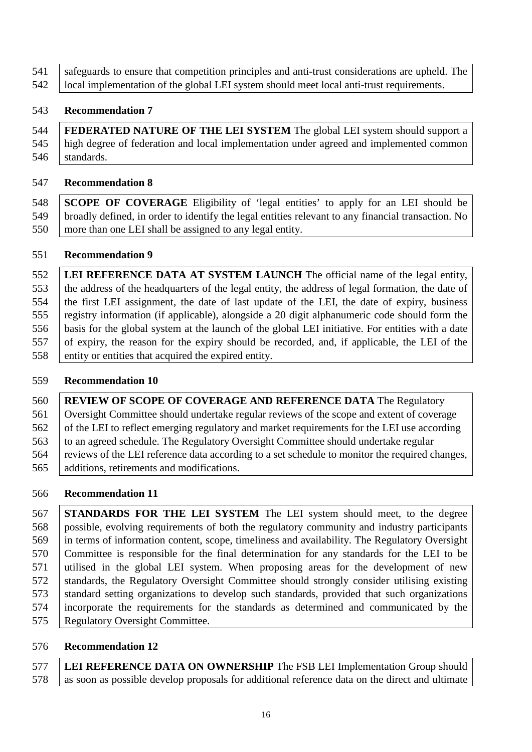safeguards to ensure that competition principles and anti-trust considerations are upheld. The local implementation of the global LEI system should meet local anti-trust requirements.

**Recommendation 7**

**FEDERATED NATURE OF THE LEI SYSTEM** The global LEI system should support a high degree of federation and local implementation under agreed and implemented common standards.

**Recommendation 8**

**SCOPE OF COVERAGE** Eligibility of 'legal entities' to apply for an LEI should be broadly defined, in order to identify the legal entities relevant to any financial transaction. No more than one LEI shall be assigned to any legal entity.

**Recommendation 9**

**LEI REFERENCE DATA AT SYSTEM LAUNCH** The official name of the legal entity, the address of the headquarters of the legal entity, the address of legal formation, the date of the first LEI assignment, the date of last update of the LEI, the date of expiry, business registry information (if applicable), alongside a 20 digit alphanumeric code should form the basis for the global system at the launch of the global LEI initiative. For entities with a date of expiry, the reason for the expiry should be recorded, and, if applicable, the LEI of the entity or entities that acquired the expired entity.

**Recommendation 10**

**REVIEW OF SCOPE OF COVERAGE AND REFERENCE DATA** The Regulatory Oversight Committee should undertake regular reviews of the scope and extent of coverage of the LEI to reflect emerging regulatory and market requirements for the LEI use according to an agreed schedule. The Regulatory Oversight Committee should undertake regular reviews of the LEI reference data according to a set schedule to monitor the required changes, additions, retirements and modifications.

**Recommendation 11**

**STANDARDS FOR THE LEI SYSTEM** The LEI system should meet, to the degree possible, evolving requirements of both the regulatory community and industry participants in terms of information content, scope, timeliness and availability. The Regulatory Oversight Committee is responsible for the final determination for any standards for the LEI to be utilised in the global LEI system. When proposing areas for the development of new standards, the Regulatory Oversight Committee should strongly consider utilising existing standard setting organizations to develop such standards, provided that such organizations incorporate the requirements for the standards as determined and communicated by the Regulatory Oversight Committee.

**Recommendation 12**

**LEI REFERENCE DATA ON OWNERSHIP** The FSB LEI Implementation Group should as soon as possible develop proposals for additional reference data on the direct and ultimate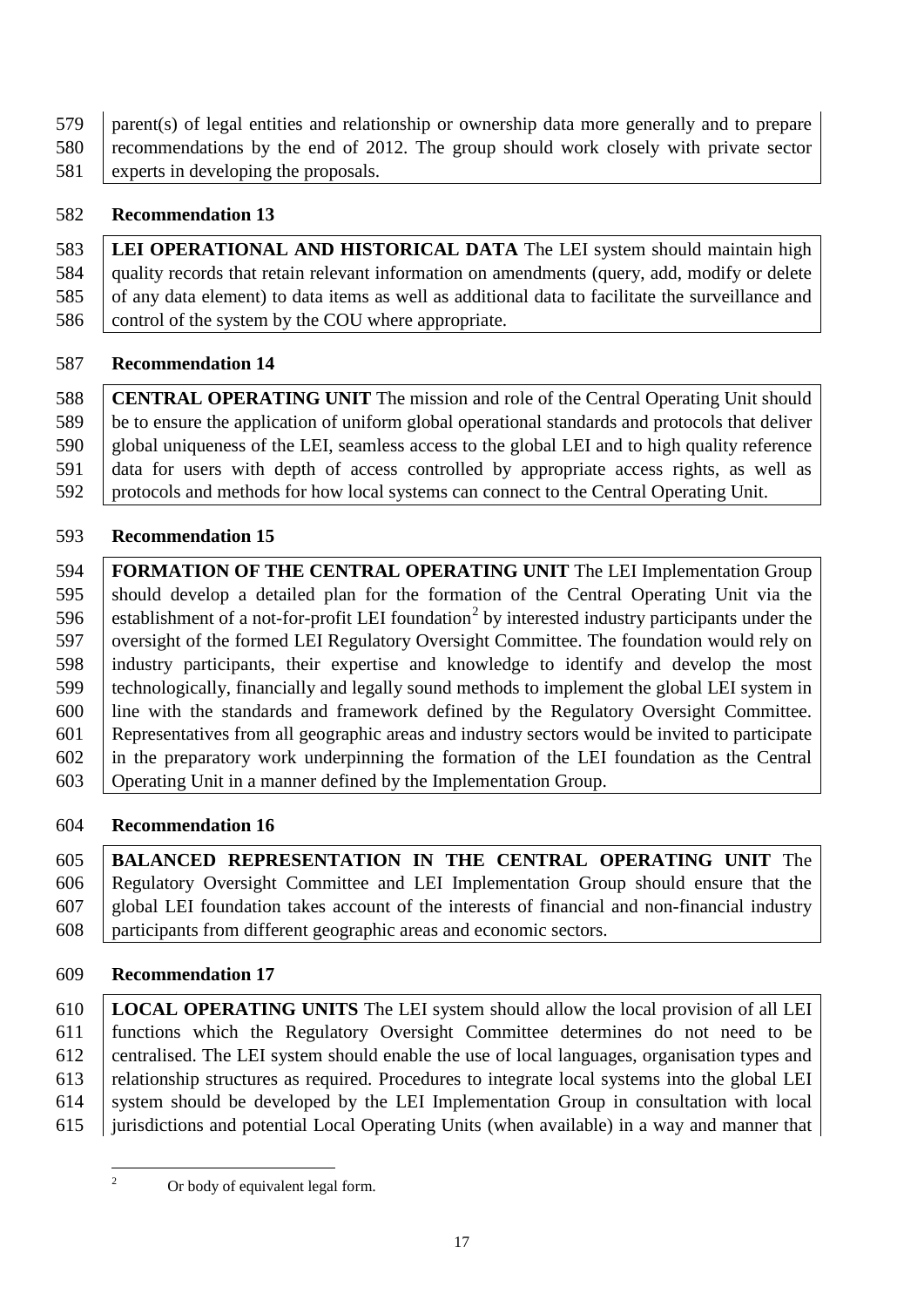parent(s) of legal entities and relationship or ownership data more generally and to prepare recommendations by the end of 2012. The group should work closely with private sector experts in developing the proposals.

**Recommendation 13**

**LEI OPERATIONAL AND HISTORICAL DATA** The LEI system should maintain high quality records that retain relevant information on amendments (query, add, modify or delete of any data element) to data items as well as additional data to facilitate the surveillance and control of the system by the COU where appropriate.

**Recommendation 14**

**CENTRAL OPERATING UNIT** The mission and role of the Central Operating Unit should be to ensure the application of uniform global operational standards and protocols that deliver global uniqueness of the LEI, seamless access to the global LEI and to high quality reference data for users with depth of access controlled by appropriate access rights, as well as protocols and methods for how local systems can connect to the Central Operating Unit.

**Recommendation 15**

**FORMATION OF THE CENTRAL OPERATING UNIT** The LEI Implementation Group should develop a detailed plan for the formation of the Central Operating Unit via the establishment of a not-for-profit LEI foundation[2] by interested industry participants under the oversight of the formed LEI Regulatory Oversight Committee. The foundation would rely on industry participants, their expertise and knowledge to identify and develop the most technologically, financially and legally sound methods to implement the global LEI system in line with the standards and framework defined by the Regulatory Oversight Committee. Representatives from all geographic areas and industry sectors would be invited to participate in the preparatory work underpinning the formation of the LEI foundation as the Central Operating Unit in a manner defined by the Implementation Group.

**Recommendation 16**

**BALANCED REPRESENTATION IN THE CENTRAL OPERATING UNIT** The Regulatory Oversight Committee and LEI Implementation Group should ensure that the global LEI foundation takes account of the interests of financial and non-financial industry participants from different geographic areas and economic sectors.

**Recommendation 17**

**LOCAL OPERATING UNITS** The LEI system should allow the local provision of all LEI functions which the Regulatory Oversight Committee determines do not need to be centralised. The LEI system should enable the use of local languages, organisation types and relationship structures as required. Procedures to integrate local systems into the global LEI system should be developed by the LEI Implementation Group in consultation with local jurisdictions and potential Local Operating Units (when available) in a way and manner that

[2] Or body of equivalent legal form.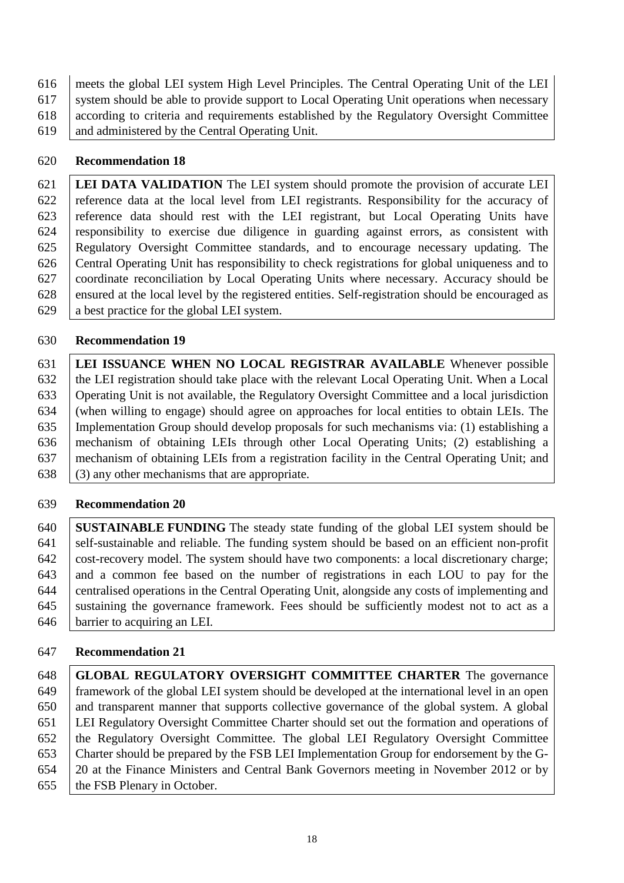meets the global LEI system High Level Principles. The Central Operating Unit of the LEI system should be able to provide support to Local Operating Unit operations when necessary according to criteria and requirements established by the Regulatory Oversight Committee and administered by the Central Operating Unit.

**Recommendation 18**

**LEI DATA VALIDATION** The LEI system should promote the provision of accurate LEI reference data at the local level from LEI registrants. Responsibility for the accuracy of reference data should rest with the LEI registrant, but Local Operating Units have responsibility to exercise due diligence in guarding against errors, as consistent with Regulatory Oversight Committee standards, and to encourage necessary updating. The Central Operating Unit has responsibility to check registrations for global uniqueness and to coordinate reconciliation by Local Operating Units where necessary. Accuracy should be ensured at the local level by the registered entities. Self-registration should be encouraged as a best practice for the global LEI system.

**Recommendation 19**

**LEI ISSUANCE WHEN NO LOCAL REGISTRAR AVAILABLE** Whenever possible the LEI registration should take place with the relevant Local Operating Unit. When a Local Operating Unit is not available, the Regulatory Oversight Committee and a local jurisdiction (when willing to engage) should agree on approaches for local entities to obtain LEIs. The Implementation Group should develop proposals for such mechanisms via: (1) establishing a mechanism of obtaining LEIs through other Local Operating Units; (2) establishing a mechanism of obtaining LEIs from a registration facility in the Central Operating Unit; and (3) any other mechanisms that are appropriate.

**Recommendation 20**

**SUSTAINABLE FUNDING** The steady state funding of the global LEI system should be self-sustainable and reliable. The funding system should be based on an efficient non-profit cost-recovery model. The system should have two components: a local discretionary charge; and a common fee based on the number of registrations in each LOU to pay for the centralised operations in the Central Operating Unit, alongside any costs of implementing and sustaining the governance framework. Fees should be sufficiently modest not to act as a barrier to acquiring an LEI.

**Recommendation 21**

**GLOBAL REGULATORY OVERSIGHT COMMITTEE CHARTER** The governance framework of the global LEI system should be developed at the international level in an open and transparent manner that supports collective governance of the global system. A global LEI Regulatory Oversight Committee Charter should set out the formation and operations of the Regulatory Oversight Committee. The global LEI Regulatory Oversight Committee Charter should be prepared by the FSB LEI Implementation Group for endorsement by the G-20 at the Finance Ministers and Central Bank Governors meeting in November 2012 or by the FSB Plenary in October.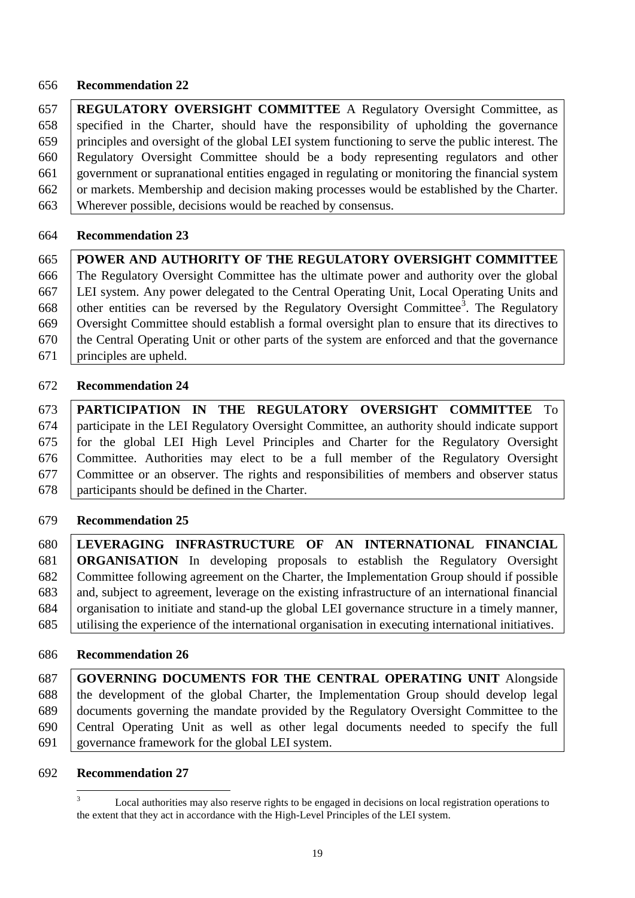**Recommendation 22**

**REGULATORY OVERSIGHT COMMITTEE** A Regulatory Oversight Committee, as specified in the Charter, should have the responsibility of upholding the governance principles and oversight of the global LEI system functioning to serve the public interest. The Regulatory Oversight Committee should be a body representing regulators and other government or supranational entities engaged in regulating or monitoring the financial system or markets. Membership and decision making processes would be established by the Charter. Wherever possible, decisions would be reached by consensus.

**Recommendation 23**

**POWER AND AUTHORITY OF THE REGULATORY OVERSIGHT COMMITTEE** The Regulatory Oversight Committee has the ultimate power and authority over the global LEI system. Any power delegated to the Central Operating Unit, Local Operating Units and other entities can be reversed by the Regulatory Oversight Committee[3]. The Regulatory Oversight Committee should establish a formal oversight plan to ensure that its directives to the Central Operating Unit or other parts of the system are enforced and that the governance principles are upheld.

**Recommendation 24**

**PARTICIPATION IN THE REGULATORY OVERSIGHT COMMITTEE** To participate in the LEI Regulatory Oversight Committee, an authority should indicate support for the global LEI High Level Principles and Charter for the Regulatory Oversight Committee. Authorities may elect to be a full member of the Regulatory Oversight Committee or an observer. The rights and responsibilities of members and observer status participants should be defined in the Charter.

**Recommendation 25**

**LEVERAGING INFRASTRUCTURE OF AN INTERNATIONAL FINANCIAL ORGANISATION** In developing proposals to establish the Regulatory Oversight Committee following agreement on the Charter, the Implementation Group should if possible and, subject to agreement, leverage on the existing infrastructure of an international financial organisation to initiate and stand-up the global LEI governance structure in a timely manner, utilising the experience of the international organisation in executing international initiatives.

**Recommendation 26**

**GOVERNING DOCUMENTS FOR THE CENTRAL OPERATING UNIT** Alongside the development of the global Charter, the Implementation Group should develop legal documents governing the mandate provided by the Regulatory Oversight Committee to the Central Operating Unit as well as other legal documents needed to specify the full governance framework for the global LEI system.

**Recommendation 27**

[3] Local authorities may also reserve rights to be engaged in decisions on local registration operations to the extent that they act in accordance with the High-Level Principles of the LEI system.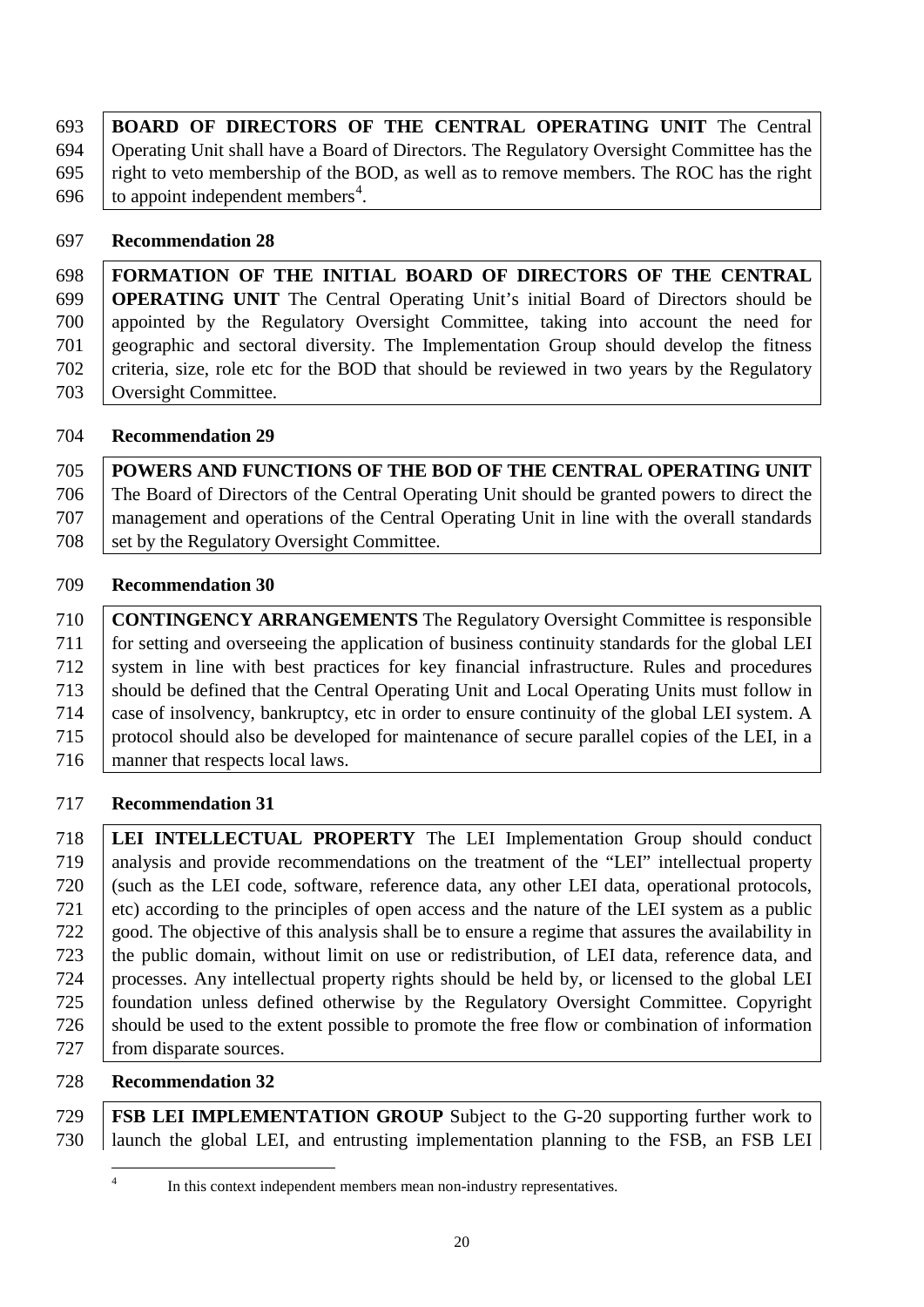**BOARD OF DIRECTORS OF THE CENTRAL OPERATING UNIT** The Central Operating Unit shall have a Board of Directors. The Regulatory Oversight Committee has the right to veto membership of the BOD, as well as to remove members. The ROC has the right to appoint independent members[4].

**Recommendation 28**

**FORMATION OF THE INITIAL BOARD OF DIRECTORS OF THE CENTRAL OPERATING UNIT** The Central Operating Unit's initial Board of Directors should be appointed by the Regulatory Oversight Committee, taking into account the need for geographic and sectoral diversity. The Implementation Group should develop the fitness criteria, size, role etc for the BOD that should be reviewed in two years by the Regulatory Oversight Committee.

**Recommendation 29**

**POWERS AND FUNCTIONS OF THE BOD OF THE CENTRAL OPERATING UNIT** The Board of Directors of the Central Operating Unit should be granted powers to direct the management and operations of the Central Operating Unit in line with the overall standards set by the Regulatory Oversight Committee.

**Recommendation 30**

**CONTINGENCY ARRANGEMENTS** The Regulatory Oversight Committee is responsible for setting and overseeing the application of business continuity standards for the global LEI system in line with best practices for key financial infrastructure. Rules and procedures should be defined that the Central Operating Unit and Local Operating Units must follow in case of insolvency, bankruptcy, etc in order to ensure continuity of the global LEI system. A protocol should also be developed for maintenance of secure parallel copies of the LEI, in a manner that respects local laws.

**Recommendation 31**

**LEI INTELLECTUAL PROPERTY** The LEI Implementation Group should conduct analysis and provide recommendations on the treatment of the "LEI" intellectual property (such as the LEI code, software, reference data, any other LEI data, operational protocols, etc) according to the principles of open access and the nature of the LEI system as a public good. The objective of this analysis shall be to ensure a regime that assures the availability in the public domain, without limit on use or redistribution, of LEI data, reference data, and processes. Any intellectual property rights should be held by, or licensed to the global LEI foundation unless defined otherwise by the Regulatory Oversight Committee. Copyright should be used to the extent possible to promote the free flow or combination of information from disparate sources.

**Recommendation 32**

**FSB LEI IMPLEMENTATION GROUP** Subject to the G-20 supporting further work to launch the global LEI, and entrusting implementation planning to the FSB, an FSB LEI

[4] In this context independent members mean non-industry representatives.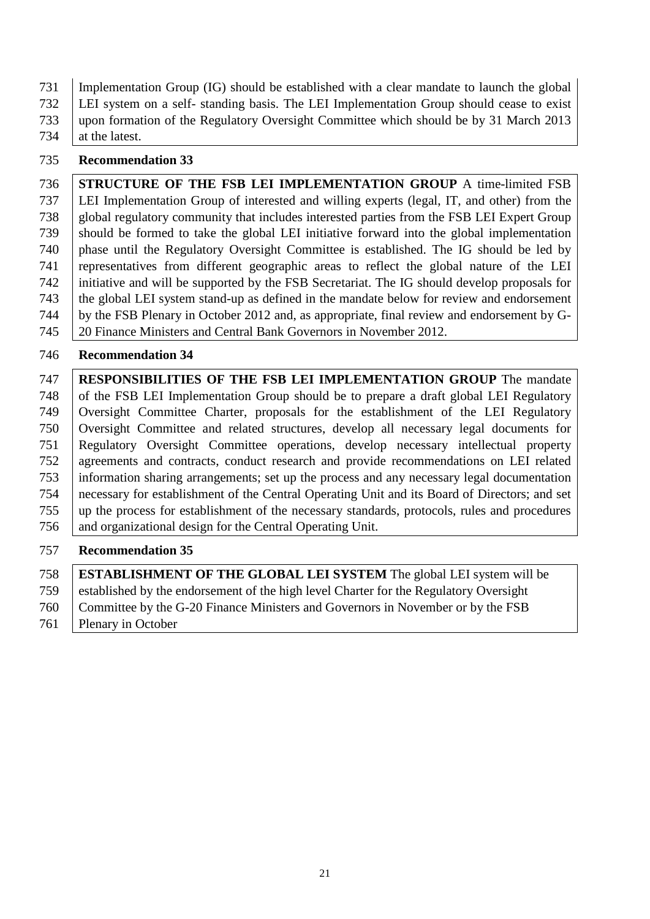Implementation Group (IG) should be established with a clear mandate to launch the global LEI system on a self- standing basis. The LEI Implementation Group should cease to exist upon formation of the Regulatory Oversight Committee which should be by 31 March 2013 at the latest.

**Recommendation 33**

**STRUCTURE OF THE FSB LEI IMPLEMENTATION GROUP** A time-limited FSB LEI Implementation Group of interested and willing experts (legal, IT, and other) from the global regulatory community that includes interested parties from the FSB LEI Expert Group should be formed to take the global LEI initiative forward into the global implementation phase until the Regulatory Oversight Committee is established. The IG should be led by representatives from different geographic areas to reflect the global nature of the LEI initiative and will be supported by the FSB Secretariat. The IG should develop proposals for the global LEI system stand-up as defined in the mandate below for review and endorsement by the FSB Plenary in October 2012 and, as appropriate, final review and endorsement by G-20 Finance Ministers and Central Bank Governors in November 2012.

**Recommendation 34**

**RESPONSIBILITIES OF THE FSB LEI IMPLEMENTATION GROUP** The mandate of the FSB LEI Implementation Group should be to prepare a draft global LEI Regulatory Oversight Committee Charter, proposals for the establishment of the LEI Regulatory Oversight Committee and related structures, develop all necessary legal documents for Regulatory Oversight Committee operations, develop necessary intellectual property agreements and contracts, conduct research and provide recommendations on LEI related information sharing arrangements; set up the process and any necessary legal documentation necessary for establishment of the Central Operating Unit and its Board of Directors; and set up the process for establishment of the necessary standards, protocols, rules and procedures and organizational design for the Central Operating Unit.

**Recommendation 35**

**ESTABLISHMENT OF THE GLOBAL LEI SYSTEM** The global LEI system will be established by the endorsement of the high level Charter for the Regulatory Oversight Committee by the G-20 Finance Ministers and Governors in November or by the FSB Plenary in October